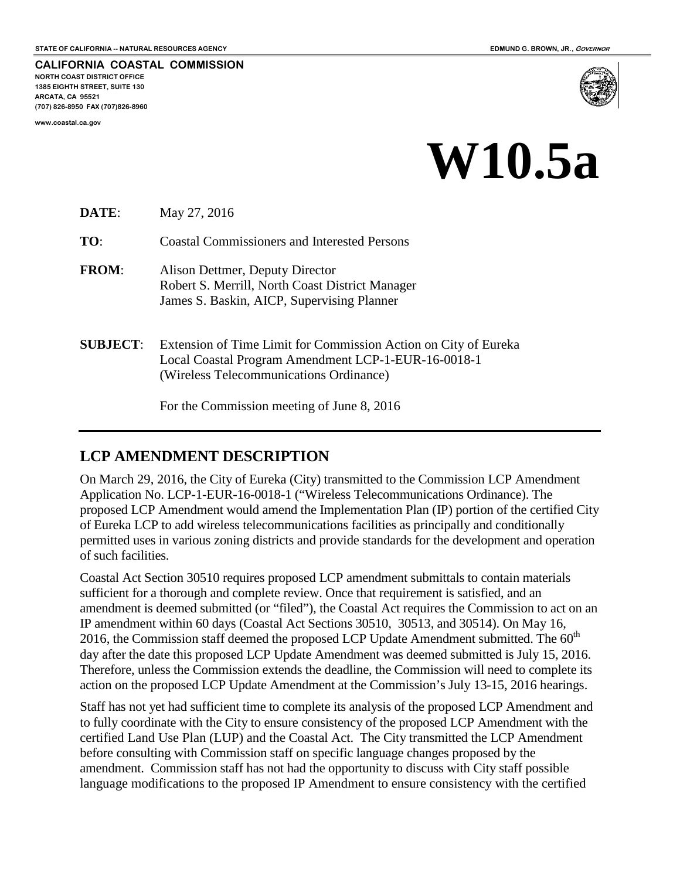STATE OF CALIFORNIA -- NATURAL RESOURCES AGENCY

EDMUND G. BROWN, JR., *GOVERNOR*

**CALIFORNIA COASTAL COMMISSION**
NORTH COAST DISTRICT OFFICE
1385 EIGHTH STREET, SUITE 130
ARCATA, CA 95521
(707) 826-8950 FAX (707)826-8960

www.coastal.ca.gov

# W10.5a

**DATE**: May 27, 2016

**TO**: Coastal Commissioners and Interested Persons

**FROM**: Alison Dettmer, Deputy Director
Robert S. Merrill, North Coast District Manager
James S. Baskin, AICP, Supervising Planner

**SUBJECT**: Extension of Time Limit for Commission Action on City of Eureka Local Coastal Program Amendment LCP-1-EUR-16-0018-1 (Wireless Telecommunications Ordinance)

For the Commission meeting of June 8, 2016

---

## LCP AMENDMENT DESCRIPTION

On March 29, 2016, the City of Eureka (City) transmitted to the Commission LCP Amendment Application No. LCP-1-EUR-16-0018-1 ("Wireless Telecommunications Ordinance). The proposed LCP Amendment would amend the Implementation Plan (IP) portion of the certified City of Eureka LCP to add wireless telecommunications facilities as principally and conditionally permitted uses in various zoning districts and provide standards for the development and operation of such facilities.

Coastal Act Section 30510 requires proposed LCP amendment submittals to contain materials sufficient for a thorough and complete review. Once that requirement is satisfied, and an amendment is deemed submitted (or "filed"), the Coastal Act requires the Commission to act on an IP amendment within 60 days (Coastal Act Sections 30510, 30513, and 30514). On May 16, 2016, the Commission staff deemed the proposed LCP Update Amendment submitted. The 60th day after the date this proposed LCP Update Amendment was deemed submitted is July 15, 2016. Therefore, unless the Commission extends the deadline, the Commission will need to complete its action on the proposed LCP Update Amendment at the Commission's July 13-15, 2016 hearings.

Staff has not yet had sufficient time to complete its analysis of the proposed LCP Amendment and to fully coordinate with the City to ensure consistency of the proposed LCP Amendment with the certified Land Use Plan (LUP) and the Coastal Act. The City transmitted the LCP Amendment before consulting with Commission staff on specific language changes proposed by the amendment. Commission staff has not had the opportunity to discuss with City staff possible language modifications to the proposed IP Amendment to ensure consistency with the certified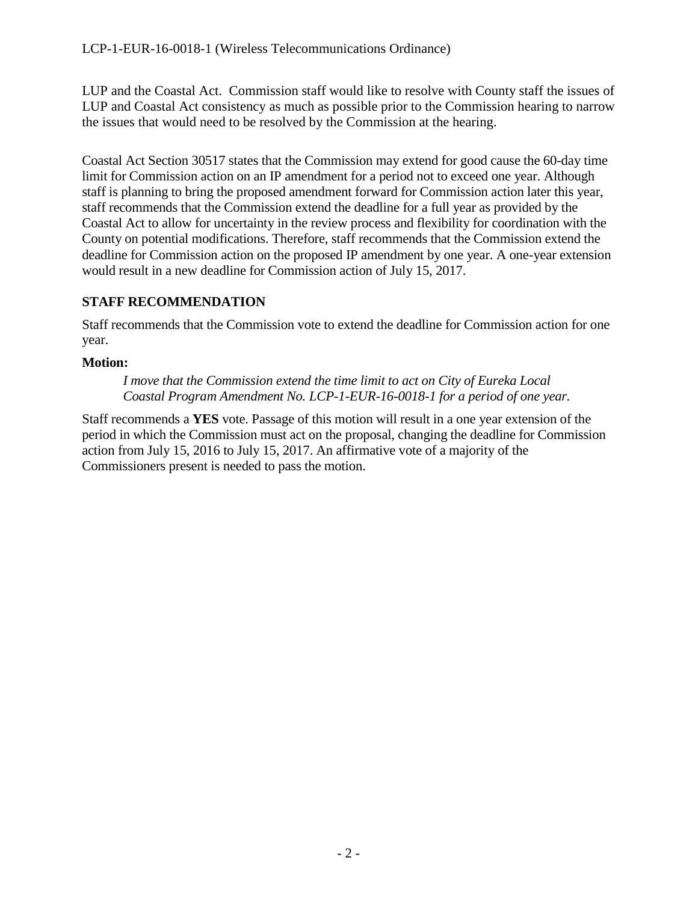LUP and the Coastal Act. Commission staff would like to resolve with County staff the issues of LUP and Coastal Act consistency as much as possible prior to the Commission hearing to narrow the issues that would need to be resolved by the Commission at the hearing.

Coastal Act Section 30517 states that the Commission may extend for good cause the 60-day time limit for Commission action on an IP amendment for a period not to exceed one year. Although staff is planning to bring the proposed amendment forward for Commission action later this year, staff recommends that the Commission extend the deadline for a full year as provided by the Coastal Act to allow for uncertainty in the review process and flexibility for coordination with the County on potential modifications. Therefore, staff recommends that the Commission extend the deadline for Commission action on the proposed IP amendment by one year. A one-year extension would result in a new deadline for Commission action of July 15, 2017.

## STAFF RECOMMENDATION

Staff recommends that the Commission vote to extend the deadline for Commission action for one year.

**Motion:**

> *I move that the Commission extend the time limit to act on City of Eureka Local Coastal Program Amendment No. LCP-1-EUR-16-0018-1 for a period of one year.*

Staff recommends a **YES** vote. Passage of this motion will result in a one year extension of the period in which the Commission must act on the proposal, changing the deadline for Commission action from July 15, 2016 to July 15, 2017. An affirmative vote of a majority of the Commissioners present is needed to pass the motion.